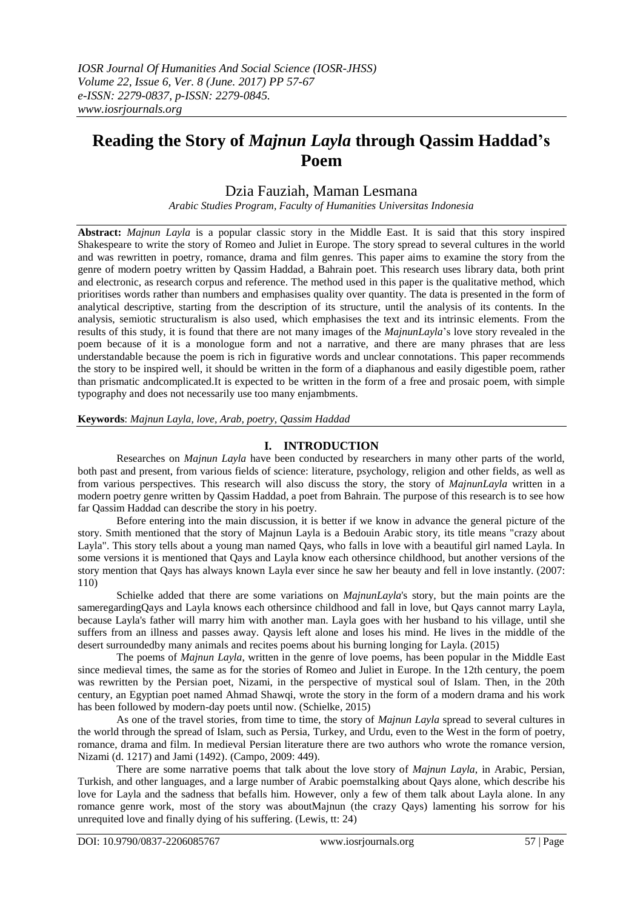# Reading the Story of *Majnun Layla* through Qassim Haddad's Poem

## Dzia Fauziah, Maman Lesmana

*Arabic Studies Program, Faculty of Humanities Universitas Indonesia*

**Abstract:** *Majnun Layla* is a popular classic story in the Middle East. It is said that this story inspired Shakespeare to write the story of Romeo and Juliet in Europe. The story spread to several cultures in the world and was rewritten in poetry, romance, drama and film genres. This paper aims to examine the story from the genre of modern poetry written by Qassim Haddad, a Bahrain poet. This research uses library data, both print and electronic, as research corpus and reference. The method used in this paper is the qualitative method, which prioritises words rather than numbers and emphasises quality over quantity. The data is presented in the form of analytical descriptive, starting from the description of its structure, until the analysis of its contents. In the analysis, semiotic structuralism is also used, which emphasises the text and its intrinsic elements. From the results of this study, it is found that there are not many images of the *MajnunLayla*'s love story revealed in the poem because of it is a monologue form and not a narrative, and there are many phrases that are less understandable because the poem is rich in figurative words and unclear connotations. This paper recommends the story to be inspired well, it should be written in the form of a diaphanous and easily digestible poem, rather than prismatic andcomplicated.It is expected to be written in the form of a free and prosaic poem, with simple typography and does not necessarily use too many enjambments.

**Keywords**: *Majnun Layla, love, Arab, poetry, Qassim Haddad*

## I. INTRODUCTION

Researches on *Majnun Layla* have been conducted by researchers in many other parts of the world, both past and present, from various fields of science: literature, psychology, religion and other fields, as well as from various perspectives. This research will also discuss the story, the story of *MajnunLayla* written in a modern poetry genre written by Qassim Haddad, a poet from Bahrain. The purpose of this research is to see how far Qassim Haddad can describe the story in his poetry.

Before entering into the main discussion, it is better if we know in advance the general picture of the story. Smith mentioned that the story of Majnun Layla is a Bedouin Arabic story, its title means "crazy about Layla". This story tells about a young man named Qays, who falls in love with a beautiful girl named Layla. In some versions it is mentioned that Qays and Layla know each othersince childhood, but another versions of the story mention that Qays has always known Layla ever since he saw her beauty and fell in love instantly. (2007: 110)

Schielke added that there are some variations on *MajnunLayla*'s story, but the main points are the sameregardingQays and Layla knows each othersince childhood and fall in love, but Qays cannot marry Layla, because Layla's father will marry him with another man. Layla goes with her husband to his village, until she suffers from an illness and passes away. Qaysis left alone and loses his mind. He lives in the middle of the desert surroundedby many animals and recites poems about his burning longing for Layla. (2015)

The poems of *Majnun Layla*, written in the genre of love poems, has been popular in the Middle East since medieval times, the same as for the stories of Romeo and Juliet in Europe. In the 12th century, the poem was rewritten by the Persian poet, Nizami, in the perspective of mystical soul of Islam. Then, in the 20th century, an Egyptian poet named Ahmad Shawqi, wrote the story in the form of a modern drama and his work has been followed by modern-day poets until now. (Schielke, 2015)

As one of the travel stories, from time to time, the story of *Majnun Layla* spread to several cultures in the world through the spread of Islam, such as Persia, Turkey, and Urdu, even to the West in the form of poetry, romance, drama and film. In medieval Persian literature there are two authors who wrote the romance version, Nizami (d. 1217) and Jami (1492). (Campo, 2009: 449).

There are some narrative poems that talk about the love story of *Majnun Layla*, in Arabic, Persian, Turkish, and other languages, and a large number of Arabic poemstalking about Qays alone, which describe his love for Layla and the sadness that befalls him. However, only a few of them talk about Layla alone. In any romance genre work, most of the story was aboutMajnun (the crazy Qays) lamenting his sorrow for his unrequited love and finally dying of his suffering. (Lewis, tt: 24)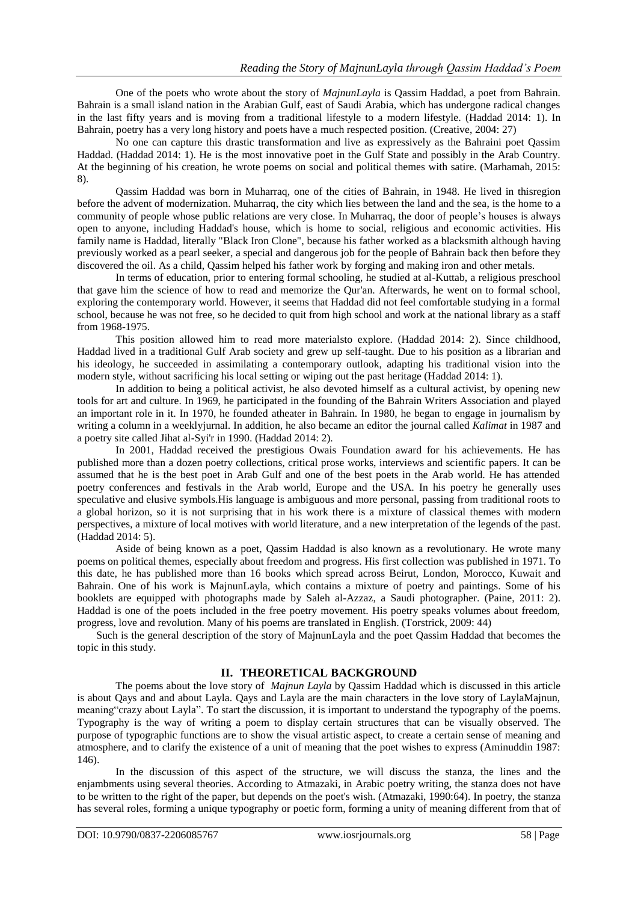One of the poets who wrote about the story of *MajnunLayla* is Qassim Haddad, a poet from Bahrain. Bahrain is a small island nation in the Arabian Gulf, east of Saudi Arabia, which has undergone radical changes in the last fifty years and is moving from a traditional lifestyle to a modern lifestyle. (Haddad 2014: 1). In Bahrain, poetry has a very long history and poets have a much respected position. (Creative, 2004: 27)

No one can capture this drastic transformation and live as expressively as the Bahraini poet Qassim Haddad. (Haddad 2014: 1). He is the most innovative poet in the Gulf State and possibly in the Arab Country. At the beginning of his creation, he wrote poems on social and political themes with satire. (Marhamah, 2015: 8).

Qassim Haddad was born in Muharraq, one of the cities of Bahrain, in 1948. He lived in thisregion before the advent of modernization. Muharraq, the city which lies between the land and the sea, is the home to a community of people whose public relations are very close. In Muharraq, the door of people's houses is always open to anyone, including Haddad's house, which is home to social, religious and economic activities. His family name is Haddad, literally "Black Iron Clone", because his father worked as a blacksmith although having previously worked as a pearl seeker, a special and dangerous job for the people of Bahrain back then before they discovered the oil. As a child, Qassim helped his father work by forging and making iron and other metals.

In terms of education, prior to entering formal schooling, he studied at al-Kuttab, a religious preschool that gave him the science of how to read and memorize the Qur'an. Afterwards, he went on to formal school, exploring the contemporary world. However, it seems that Haddad did not feel comfortable studying in a formal school, because he was not free, so he decided to quit from high school and work at the national library as a staff from 1968-1975.

This position allowed him to read more materialsto explore. (Haddad 2014: 2). Since childhood, Haddad lived in a traditional Gulf Arab society and grew up self-taught. Due to his position as a librarian and his ideology, he succeeded in assimilating a contemporary outlook, adapting his traditional vision into the modern style, without sacrificing his local setting or wiping out the past heritage (Haddad 2014: 1).

In addition to being a political activist, he also devoted himself as a cultural activist, by opening new tools for art and culture. In 1969, he participated in the founding of the Bahrain Writers Association and played an important role in it. In 1970, he founded atheater in Bahrain. In 1980, he began to engage in journalism by writing a column in a weeklyjurnal. In addition, he also became an editor the journal called *Kalimat* in 1987 and a poetry site called Jihat al-Syi'r in 1990. (Haddad 2014: 2).

In 2001, Haddad received the prestigious Owais Foundation award for his achievements. He has published more than a dozen poetry collections, critical prose works, interviews and scientific papers. It can be assumed that he is the best poet in Arab Gulf and one of the best poets in the Arab world. He has attended poetry conferences and festivals in the Arab world, Europe and the USA. In his poetry he generally uses speculative and elusive symbols.His language is ambiguous and more personal, passing from traditional roots to a global horizon, so it is not surprising that in his work there is a mixture of classical themes with modern perspectives, a mixture of local motives with world literature, and a new interpretation of the legends of the past. (Haddad 2014: 5).

Aside of being known as a poet, Qassim Haddad is also known as a revolutionary. He wrote many poems on political themes, especially about freedom and progress. His first collection was published in 1971. To this date, he has published more than 16 books which spread across Beirut, London, Morocco, Kuwait and Bahrain. One of his work is MajnunLayla, which contains a mixture of poetry and paintings. Some of his booklets are equipped with photographs made by Saleh al-Azzaz, a Saudi photographer. (Paine, 2011: 2). Haddad is one of the poets included in the free poetry movement. His poetry speaks volumes about freedom, progress, love and revolution. Many of his poems are translated in English. (Torstrick, 2009: 44)

Such is the general description of the story of MajnunLayla and the poet Qassim Haddad that becomes the topic in this study.

## II. THEORETICAL BACKGROUND

The poems about the love story of *Majnun Layla* by Qassim Haddad which is discussed in this article is about Qays and about Layla. Qays and Layla are the main characters in the love story of LaylaMajnun, meaning"crazy about Layla". To start the discussion, it is important to understand the typography of the poems. Typography is the way of writing a poem to display certain structures that can be visually observed. The purpose of typographic functions are to show the visual artistic aspect, to create a certain sense of meaning and atmosphere, and to clarify the existence of a unit of meaning that the poet wishes to express (Aminuddin 1987: 146).

In the discussion of this aspect of the structure, we will discuss the stanza, the lines and the enjambments using several theories. According to Atmazaki, in Arabic poetry writing, the stanza does not have to be written to the right of the paper, but depends on the poet's wish. (Atmazaki, 1990:64). In poetry, the stanza has several roles, forming a unique typography or poetic form, forming a unity of meaning different from that of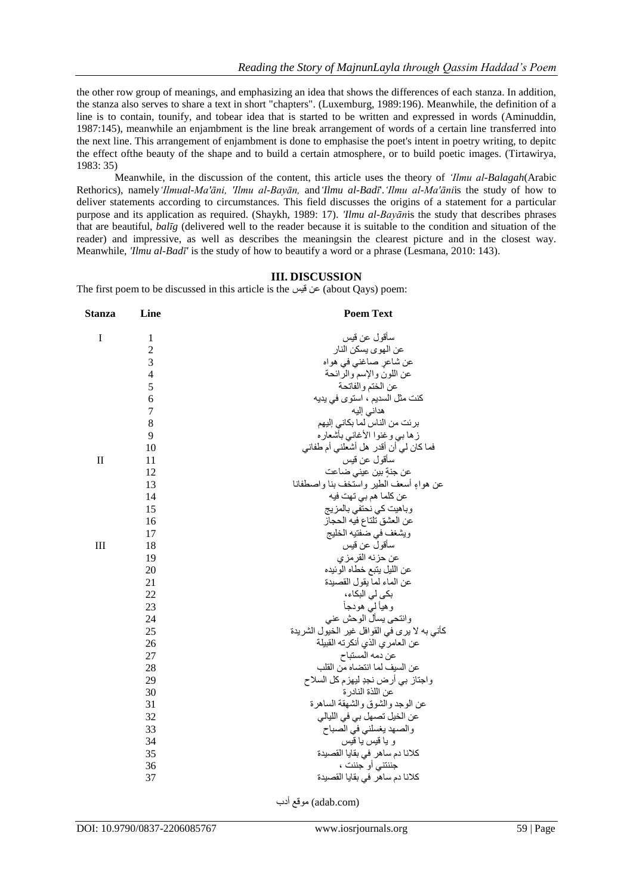the other row group of meanings, and emphasizing an idea that shows the differences of each stanza. In addition, the stanza also serves to share a text in short "chapters". (Luxemburg, 1989:196). Meanwhile, the definition of a line is to contain, tounify, and tobear idea that is started to be written and expressed in words (Aminuddin, 1987:145), meanwhile an enjambment is the line break arrangement of words of a certain line transferred into the next line. This arrangement of enjambment is done to emphasise the poet's intent in poetry writing, to depitc the effect ofthe beauty of the shape and to build a certain atmosphere, or to build poetic images. (Tirtawirya, 1983: 35)

Meanwhile, in the discussion of the content, this article uses the theory of *'Ilmu al-Balagah*(Arabic Rethorics), namely*'Ilmual-Ma'āni, 'Ilmu al-Bayān,* and*'Ilmu al-Badī*'.*'Ilmu al-Ma'āni*is the study of how to deliver statements according to circumstances. This field discusses the origins of a statement for a particular purpose and its application as required. (Shaykh, 1989: 17). *'Ilmu al-Bayān*is the study that describes phrases that are beautiful, *balīg* (delivered well to the reader because it is suitable to the condition and situation of the reader) and impressive, as well as describes the meaningsin the clearest picture and in the closest way. Meanwhile, *'Ilmu al-Badī*' is the study of how to beautify a word or a phrase (Lesmana, 2010: 143).

## III. DISCUSSION

The first poem to be discussed in this article is the عن قيس (about Qays) poem:

| Stanza | Line | Poem Text |
|---|---|---|
| I | 1 | سأقول عن قيس |
| | 2 | عن الهوى يسكن النار |
| | 3 | عن شاعرٍ صاغني في هواه |
| | 4 | عن اللون والإسم والرائحة |
| | 5 | عن الختم والفاتحة |
| | 6 | كنت مثل السديم ، استوى في يديه |
| | 7 | هداني إليه |
| | 8 | برئت من الناس لما بكاني إليهم |
| | 9 | زها بي وغنوا الأغاني بأشعاره |
| | 10 | فما كان لي أن أقدر هل أشعلني أم طفاني |
| II | 11 | سأقول عن قيس |
| | 12 | عن جنةٍ بين عيني ضاعت |
| | 13 | عن هواءٍ أسعف الطير واستخف بنا واصطفانا |
| | 14 | عن كلما هم بي تهت فيه |
| | 15 | وباهيت كي نحتفي بالمزيج |
| | 16 | عن العشق تلتاع فيه الحجاز |
| | 17 | ويشغف في ضفتيه الخليج |
| III | 18 | سأقول عن قيس |
| | 19 | عن حزنه القرمزي |
| | 20 | عن الليل يتبع خطاه الوئيده |
| | 21 | عن الماء لما يقول القصيدة |
| | 22 | بكى لي البكاء، |
| | 23 | وهيأ لي هودجاً |
| | 24 | وانتحى يسأل الوحش عني |
| | 25 | كأني به لا يرى في القوافل غير الخيول الشريدة |
| | 26 | عن العامري الذي أنكرته القبيلة |
| | 27 | عن دمه المستباح |
| | 28 | عن السيف لما انتضاه من القلب |
| | 29 | واجتاز بي أرض نجدٍ ليهزم كل السلاح |
| | 30 | عن اللذة النادرة |
| | 31 | عن الوجد والشوق والشهقة الساهرة |
| | 32 | عن الخيل تصهل بي في الليالي |
| | 33 | والصهد يغسلني في الصباح |
| | 34 | و يا قيس يا قيس |
| | 35 | كلانا دم ساهر في بقايا القصيدة |
| | 36 | جننتني أو جننت ، |
| | 37 | كلانا دم ساهر في بقايا القصيدة |

موقع أدب (adab.com)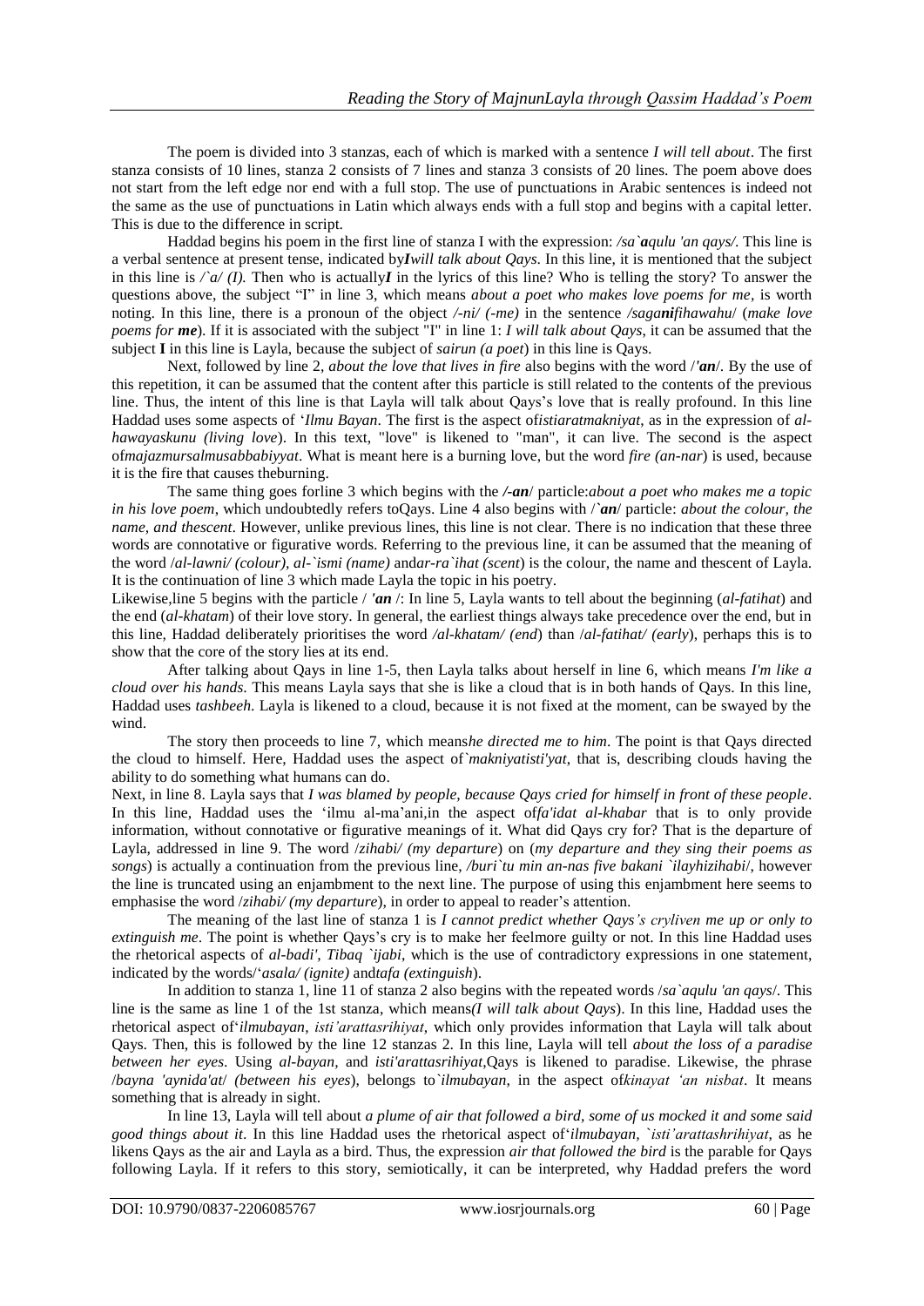The poem is divided into 3 stanzas, each of which is marked with a sentence *I will tell about*. The first stanza consists of 10 lines, stanza 2 consists of 7 lines and stanza 3 consists of 20 lines. The poem above does not start from the left edge nor end with a full stop. The use of punctuations in Arabic sentences is indeed not the same as the use of punctuations in Latin which always ends with a full stop and begins with a capital letter. This is due to the difference in script.

Haddad begins his poem in the first line of stanza I with the expression: */sa`aqulu 'an qays/*. This line is a verbal sentence at present tense, indicated by***I****will talk about Qays*. In this line, it is mentioned that the subject in this line is */`a/ (I).* Then who is actually***I*** in the lyrics of this line? Who is telling the story? To answer the questions above, the subject "I" in line 3, which means *about a poet who makes love poems for me*, is worth noting. In this line, there is a pronoun of the object */-ni/ (-me)* in the sentence */saga**ni**fihawahu*/ (*make love poems for **me***). If it is associated with the subject "I" in line 1: *I will talk about Qays*, it can be assumed that the subject **I** in this line is Layla, because the subject of *sairun (a poet*) in this line is Qays.

Next, followed by line 2, *about the love that lives in fire* also begins with the word /***'an***/. By the use of this repetition, it can be assumed that the content after this particle is still related to the contents of the previous line. Thus, the intent of this line is that Layla will talk about Qays's love that is really profound. In this line Haddad uses some aspects of '*Ilmu Bayan*. The first is the aspect of*istiaratmakniyat*, as in the expression of *al-hawayaskunu (living love*). In this text, "love" is likened to "man", it can live. The second is the aspect of*majazmursalmusabbabiyyat*. What is meant here is a burning love, but the word *fire (an-nar*) is used, because it is the fire that causes theburning.

The same thing goes forline 3 which begins with the */-**an***/ particle:*about a poet who makes me a topic in his love poem*, which undoubtedly refers toQays. Line 4 also begins with /***`an***/ particle: *about the colour, the name, and thescent*. However, unlike previous lines, this line is not clear. There is no indication that these three words are connotative or figurative words. Referring to the previous line, it can be assumed that the meaning of the word /*al-lawni/ (colour), al-`ismi (name)* and*ar-ra`ihat (scent*) is the colour, the name and thescent of Layla. It is the continuation of line 3 which made Layla the topic in his poetry.

Likewise,line 5 begins with the particle / ***'an*** /: In line 5, Layla wants to tell about the beginning (*al-fatihat*) and the end (*al-khatam*) of their love story. In general, the earliest things always take precedence over the end, but in this line, Haddad deliberately prioritises the word */al-khatam/ (end*) than /*al-fatihat/ (early*), perhaps this is to show that the core of the story lies at its end.

After talking about Qays in line 1-5, then Layla talks about herself in line 6, which means *I'm like a cloud over his hands*. This means Layla says that she is like a cloud that is in both hands of Qays. In this line, Haddad uses *tashbeeh*. Layla is likened to a cloud, because it is not fixed at the moment, can be swayed by the wind.

The story then proceeds to line 7, which means*he directed me to him*. The point is that Qays directed the cloud to himself. Here, Haddad uses the aspect of*`makniyatisti'yat*, that is, describing clouds having the ability to do something what humans can do.

Next, in line 8. Layla says that *I was blamed by people, because Qays cried for himself in front of these people*. In this line, Haddad uses the 'ilmu al-ma'ani,in the aspect of*fa'idat al-khabar* that is to only provide information, without connotative or figurative meanings of it. What did Qays cry for? That is the departure of Layla, addressed in line 9. The word /*zihabi/ (my departure*) on (*my departure and they sing their poems as songs*) is actually a continuation from the previous line, */buri`tu min an-nas five bakani `ilayhizihabi*/, however the line is truncated using an enjambment to the next line. The purpose of using this enjambment here seems to emphasise the word /*zihabi/ (my departure*), in order to appeal to reader's attention.

The meaning of the last line of stanza 1 is *I cannot predict whether Qays's cryliven me up or only to extinguish me*. The point is whether Qays's cry is to make her feelmore guilty or not. In this line Haddad uses the rhetorical aspects of *al-badi', Tibaq `ijabi*, which is the use of contradictory expressions in one statement, indicated by the words/'*asala/ (ignite)* and*tafa (extinguish*).

In addition to stanza 1, line 11 of stanza 2 also begins with the repeated words /*sa`aqulu 'an qays*/. This line is the same as line 1 of the 1st stanza, which means*(I will talk about Qays*). In this line, Haddad uses the rhetorical aspect of'*ilmubayan*, *isti'arattasrihiyat*, which only provides information that Layla will talk about Qays. Then, this is followed by the line 12 stanzas 2. In this line, Layla will tell *about the loss of a paradise between her eyes*. Using *al-bayan,* and *isti'arattasrihiyat*,Qays is likened to paradise. Likewise, the phrase /*bayna 'aynida'at*/ *(between his eyes*), belongs to`*ilmubayan*, in the aspect of*kinayat 'an nisbat*. It means something that is already in sight.

In line 13, Layla will tell about *a plume of air that followed a bird, some of us mocked it and some said good things about it*. In this line Haddad uses the rhetorical aspect of'*ilmubayan*, *`isti'arattashrihiyat*, as he likens Qays as the air and Layla as a bird. Thus, the expression *air that followed the bird* is the parable for Qays following Layla. If it refers to this story, semiotically, it can be interpreted, why Haddad prefers the word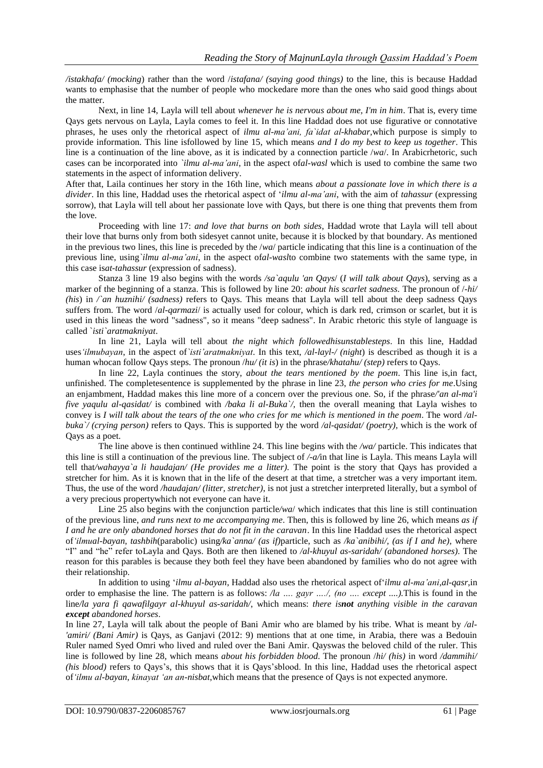*/istakhafa/ (mocking*) rather than the word /*istafana/ (saying good things)* to the line, this is because Haddad wants to emphasise that the number of people who mockedare more than the ones who said good things about the matter.

Next, in line 14, Layla will tell about *whenever he is nervous about me, I'm in him*. That is, every time Qays gets nervous on Layla, Layla comes to feel it. In this line Haddad does not use figurative or connotative phrases, he uses only the rhetorical aspect of *ilmu al-ma'ani, fa`idat al-khabar*,which purpose is simply to provide information. This line isfollowed by line 15, which means *and I do my best to keep us together*. This line is a continuation of the line above, as it is indicated by a connection particle /*wa*/. In Arabicrhetoric, such cases can be incorporated into *`ilmu al-ma'ani*, in the aspect of*al-wasl* which is used to combine the same two statements in the aspect of information delivery.

After that, Laila continues her story in the 16th line, which means *about a passionate love in which there is a divider*. In this line, Haddad uses the rhetorical aspect of '*ilmu al-ma'ani*, with the aim of *tahassur* (expressing sorrow), that Layla will tell about her passionate love with Qays, but there is one thing that prevents them from the love.

Proceeding with line 17: *and love that burns on both sides*, Haddad wrote that Layla will tell about their love that burns only from both sidesyet cannot unite, because it is blocked by that boundary. As mentioned in the previous two lines, this line is preceded by the /*wa*/ particle indicating that this line is a continuation of the previous line, using*`ilmu al-ma'ani*, in the aspect of*al-wasl*to combine two statements with the same type, in this case is*at-tahassur* (expression of sadness).

Stanza 3 line 19 also begins with the words */sa`aqulu 'an Qays*/ (*I will talk about Qays*), serving as a marker of the beginning of a stanza. This is followed by line 20: *about his scarlet sadness*. The pronoun of /*-hi/ (his*) in */`an huznihi/ (sadness)* refers to Qays. This means that Layla will tell about the deep sadness Qays suffers from. The word /*al-qarmazi*/ is actually used for colour, which is dark red, crimson or scarlet, but it is used in this lineas the word "sadness", so it means "deep sadness". In Arabic rhetoric this style of language is called *`isti`aratmakniyat*.

In line 21, Layla will tell about *the night which followedhisunstablesteps*. In this line, Haddad uses*'ilmubayan*, in the aspect of*`isti'aratmakniyat*. In this text, */al-layl-/ (night*) is described as though it is a human whocan follow Qays steps. The pronoun /*hu/ (it is*) in the phrase/*khatahu/ (step)* refers to Qays.

In line 22, Layla continues the story, *about the tears mentioned by the poem*. This line is,in fact, unfinished. The completesentence is supplemented by the phrase in line 23, *the person who cries for me*.Using an enjambment, Haddad makes this line more of a concern over the previous one. So, if the phrase*/'an al-ma'i five yaqulu al-qasidat/* is combined with */baka li al-Buka`/*, then the overall meaning that Layla wishes to convey is *I will talk about the tears of the one who cries for me which is mentioned in the poem*. The word */al-buka`/ (crying person)* refers to Qays. This is supported by the word */al-qasidat/ (poetry)*, which is the work of Qays as a poet.

The line above is then continued withline 24. This line begins with the */wa/* particle. This indicates that this line is still a continuation of the previous line. The subject of */-a/*in that line is Layla. This means Layla will tell that*/wahayya`a li haudajan/ (He provides me a litter)*. The point is the story that Qays has provided a stretcher for him. As it is known that in the life of the desert at that time, a stretcher was a very important item. Thus, the use of the word */haudajan/ (litter, stretcher)*, is not just a stretcher interpreted literally, but a symbol of a very precious propertywhich not everyone can have it.

Line 25 also begins with the conjunction particle*/wa*/ which indicates that this line is still continuation of the previous line, *and runs next to me accompanying me*. Then, this is followed by line 26, which means *as if I and he are only abandoned horses that do not fit in the caravan*. In this line Haddad uses the rhetorical aspect of*'ilmual-bayan, tashbih*(parabolic) using*/ka`anna/ (as if)*particle, such as */ka`anibihi/, (as if I and he)*, where "I" and "he" refer toLayla and Qays. Both are then likened to */al-khuyul as-saridah/ (abandoned horses)*. The reason for this parables is because they both feel they have been abandoned by families who do not agree with their relationship.

In addition to using '*ilmu al-bayan*, Haddad also uses the rhetorical aspect of'*ilmu al-ma'ani,al-qasr*,in order to emphasise the line. The pattern is as follows: */la .... gayr ..../, (no .... except ....)*.This is found in the line*/la yara fi qawafilgayr al-khuyul as-saridah/*, which means: *there is**not** anything visible in the caravan **except** abandoned horses*.

In line 27, Layla will talk about the people of Bani Amir who are blamed by his tribe. What is meant by */al-'amiri/ (Bani Amir)* is Qays, as Ganjavi (2012: 9) mentions that at one time, in Arabia, there was a Bedouin Ruler named Syed Omri who lived and ruled over the Bani Amir. Qayswas the beloved child of the ruler. This line is followed by line 28, which means *about his forbidden blood*. The pronoun /*hi/ (his)* in word */dammihi/ (his blood)* refers to Qays's, this shows that it is Qays'sblood. In this line, Haddad uses the rhetorical aspect of*'ilmu al-bayan, kinayat 'an an-nisbat*,which means that the presence of Qays is not expected anymore.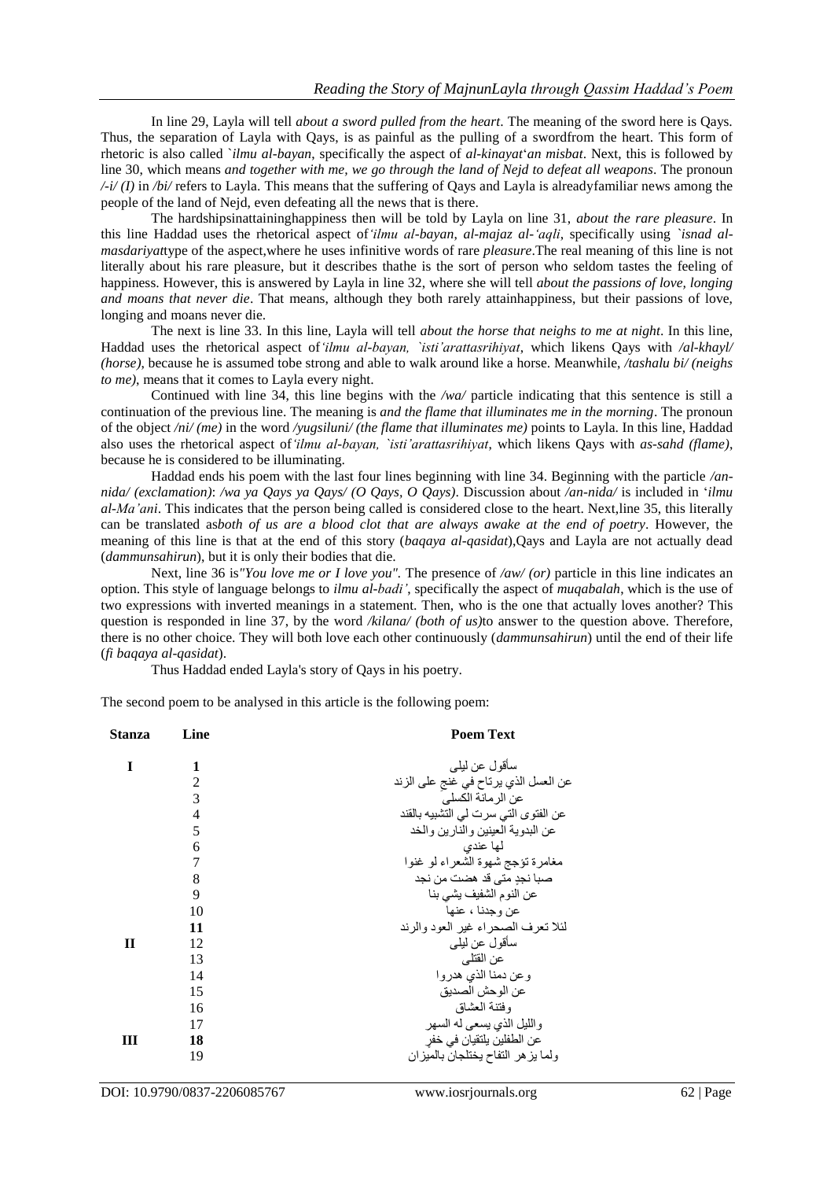In line 29, Layla will tell *about a sword pulled from the heart*. The meaning of the sword here is Qays. Thus, the separation of Layla with Qays, is as painful as the pulling of a swordfrom the heart. This form of rhetoric is also called *`ilmu al-bayan*, specifically the aspect of *al-kinayat*'*an misbat*. Next, this is followed by line 30, which means *and together with me, we go through the land of Nejd to defeat all weapons*. The pronoun */-i/ (I)* in */bi/* refers to Layla. This means that the suffering of Qays and Layla is alreadyfamiliar news among the people of the land of Nejd, even defeating all the news that is there.

The hardshipsinattaininghappiness then will be told by Layla on line 31, *about the rare pleasure*. In this line Haddad uses the rhetorical aspect of*'ilmu al-bayan*, *al-majaz al-'aqli*, specifically using *`isnad al-masdariyat*type of the aspect,where he uses infinitive words of rare *pleasure*.The real meaning of this line is not literally about his rare pleasure, but it describes thathe is the sort of person who seldom tastes the feeling of happiness. However, this is answered by Layla in line 32, where she will tell *about the passions of love, longing and moans that never die*. That means, although they both rarely attainhappiness, but their passions of love, longing and moans never die.

The next is line 33. In this line, Layla will tell *about the horse that neighs to me at night*. In this line, Haddad uses the rhetorical aspect of*'ilmu al-bayan, `isti'arattasrihiyat*, which likens Qays with */al-khayl/ (horse)*, because he is assumed tobe strong and able to walk around like a horse. Meanwhile, */tashalu bi/ (neighs to me)*, means that it comes to Layla every night.

Continued with line 34, this line begins with the */wa/* particle indicating that this sentence is still a continuation of the previous line. The meaning is *and the flame that illuminates me in the morning*. The pronoun of the object */ni/ (me)* in the word */yugsiluni/ (the flame that illuminates me)* points to Layla. In this line, Haddad also uses the rhetorical aspect of*'ilmu al-bayan, `isti'arattasrihiyat*, which likens Qays with *as-sahd (flame)*, because he is considered to be illuminating.

Haddad ends his poem with the last four lines beginning with line 34. Beginning with the particle */an-nida/ (exclamation)*: */wa ya Qays ya Qays/ (O Qays, O Qays)*. Discussion about */an-nida/* is included in '*ilmu al-Ma'ani*. This indicates that the person being called is considered close to the heart. Next,line 35, this literally can be translated as*both of us are a blood clot that are always awake at the end of poetry*. However, the meaning of this line is that at the end of this story (*baqaya al-qasidat*),Qays and Layla are not actually dead (*dammunsahirun*), but it is only their bodies that die.

Next, line 36 is*"You love me or I love you"*. The presence of */aw/ (or)* particle in this line indicates an option. This style of language belongs to *ilmu al-badi'*, specifically the aspect of *muqabalah*, which is the use of two expressions with inverted meanings in a statement. Then, who is the one that actually loves another? This question is responded in line 37, by the word */kilana/ (both of us)*to answer to the question above. Therefore, there is no other choice. They will both love each other continuously (*dammunsahirun*) until the end of their life (*fi baqaya al-qasidat*).

Thus Haddad ended Layla's story of Qays in his poetry.

The second poem to be analysed in this article is the following poem:

| Stanza | Line | Poem Text |
|---|---|---|
| I | 1 | سأقول عن ليلى |
| | 2 | عن العسل الذي يرتاح في غنج على الزند |
| | 3 | عن الرمانة الكسلى |
| | 4 | عن الفتوى التي سرت لي التشبيه بالقند |
| | 5 | عن البدوية العينين والنارين والخد |
| | 6 | لها عندي |
| | 7 | مغامرة تؤجج شهوة الشعراء لو غنوا |
| | 8 | صبا نجدٍ متى قد هضت من نجد |
| | 9 | عن النوم الشفيف يشي بنا |
| | 10 | عن وجدنا ، عنها |
| | 11 | لئلا تعرف الصحراء غير العود والرند |
| II | 12 | سأقول عن ليلى |
| | 13 | عن القتلى |
| | 14 | وعن دمنا الذي هدروا |
| | 15 | عن الوحش الصديق |
| | 16 | وفتنة العشاق |
| | 17 | والليل الذي يسعى له السهر |
| III | 18 | عن الطفلين يلتقيان في خفرٍ |
| | 19 | ولما يزهر التفاح يختلجان بالميزان |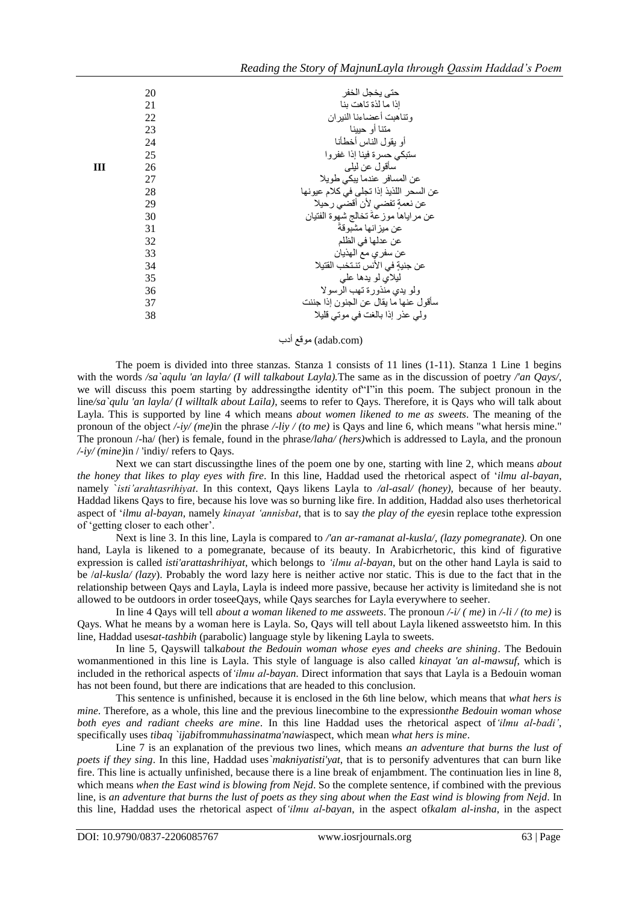| | | |
|---|---|---|
| | 20 | حتى يخجل الخفر |
| | 21 | إذا ما لذة تاهت بنا |
| | 22 | وتناهبت أعضاءنا النيران |
| | 23 | متنا أو حيينا |
| | 24 | أو يقول الناس أخطأنا |
| | 25 | ستبكي حسرة فينا إذا غفروا |
| **III** | 26 | سأقول عن ليلى |
| | 27 | عن المسافر عندما يبكي طويلا |
| | 28 | عن السحر اللذيذ إذا تجلى في كلام عيونها |
| | 29 | عن نعمةٍ تفضي لأن أقضي رحيلا |
| | 30 | عن مراياها موزعةً تخالج شهوة الفتيان |
| | 31 | عن ميزانها مشبوقةً |
| | 32 | عن عدلها في الظلم |
| | 33 | عن سفري مع الهذيان |
| | 34 | عن جنيةٍ في الأنس تنتخب القتيلا |
| | 35 | ليلاي لو يدها علي |
| | 36 | ولو يدي منذورة تهب الرسولا |
| | 37 | سأقول عنها ما يقال عن الجنون إذا جننت |
| | 38 | ولي عذر إذا بالغت في موتي قليلا |

موقع أدب (adab.com)

The poem is divided into three stanzas. Stanza 1 consists of 11 lines (1-11). Stanza 1 Line 1 begins with the words */sa`aqulu 'an layla/ (I will talkabout Layla).*The same as in the discussion of poetry */'an Qays/*, we will discuss this poem starting by addressingthe identity of"I"in this poem. The subject pronoun in the line*/sa`qulu 'an layla/ (I willtalk about Laila)*, seems to refer to Qays. Therefore, it is Qays who will talk about Layla. This is supported by line 4 which means *about women likened to me as sweets*. The meaning of the pronoun of the object */-iy/ (me)*in the phrase */-liy / (to me)* is Qays and line 6, which means "what hersis mine." The pronoun /-ha/ (her) is female, found in the phrase*/laha/ (hers)*which is addressed to Layla, and the pronoun */-iy/ (mine)*in / 'indiy/ refers to Qays.

Next we can start discussingthe lines of the poem one by one, starting with line 2, which means *about the honey that likes to play eyes with fire*. In this line, Haddad used the rhetorical aspect of '*ilmu al-bayan*, namely *`isti'arahtasrihiyat*. In this context, Qays likens Layla to */al-asal/ (honey),* because of her beauty. Haddad likens Qays to fire, because his love was so burning like fire. In addition, Haddad also uses therhetorical aspect of '*ilmu al-bayan*, namely *kinayat 'annisbat*, that is to say *the play of the eyes*in replace tothe expression of 'getting closer to each other'.

Next is line 3. In this line, Layla is compared to */'an ar-ramanat al-kusla/, (lazy pomegranate).* On one hand, Layla is likened to a pomegranate, because of its beauty. In Arabicrhetoric, this kind of figurative expression is called *isti'arattashrihiyat*, which belongs to *'ilmu al-bayan*, but on the other hand Layla is said to be /*al-kusla/ (lazy*). Probably the word lazy here is neither active nor static. This is due to the fact that in the relationship between Qays and Layla, Layla is indeed more passive, because her activity is limitedand she is not allowed to be outdoors in order toseeQays, while Qays searches for Layla everywhere to seeher.

In line 4 Qays will tell *about a woman likened to me assweets*. The pronoun */-i/ ( me)* in */-li / (to me)* is Qays. What he means by a woman here is Layla. So, Qays will tell about Layla likened assweetsto him. In this line, Haddad uses*at-tashbih* (parabolic) language style by likening Layla to sweets.

In line 5, Qayswill talk*about the Bedouin woman whose eyes and cheeks are shining*. The Bedouin womanmentioned in this line is Layla. This style of language is also called *kinayat 'an al-mawsuf*, which is included in the rethorical aspects of*'ilmu al-bayan*. Direct information that says that Layla is a Bedouin woman has not been found, but there are indications that are headed to this conclusion.

This sentence is unfinished, because it is enclosed in the 6th line below, which means that *what hers is mine*. Therefore, as a whole, this line and the previous linecombine to the expression*the Bedouin woman whose both eyes and radiant cheeks are mine*. In this line Haddad uses the rhetorical aspect of*'ilmu al-badi'*, specifically uses *tibaq `ijabi*from*muhassinatma'nawi*aspect, which mean *what hers is mine*.

Line 7 is an explanation of the previous two lines, which means *an adventure that burns the lust of poets if they sing*. In this line, Haddad uses*`makniyatisti'yat*, that is to personify adventures that can burn like fire. This line is actually unfinished, because there is a line break of enjambment. The continuation lies in line 8, which means *when the East wind is blowing from Nejd*. So the complete sentence, if combined with the previous line, is *an adventure that burns the lust of poets as they sing about when the East wind is blowing from Nejd*. In this line, Haddad uses the rhetorical aspect of*'ilmu al-bayan*, in the aspect of*kalam al-insha*, in the aspect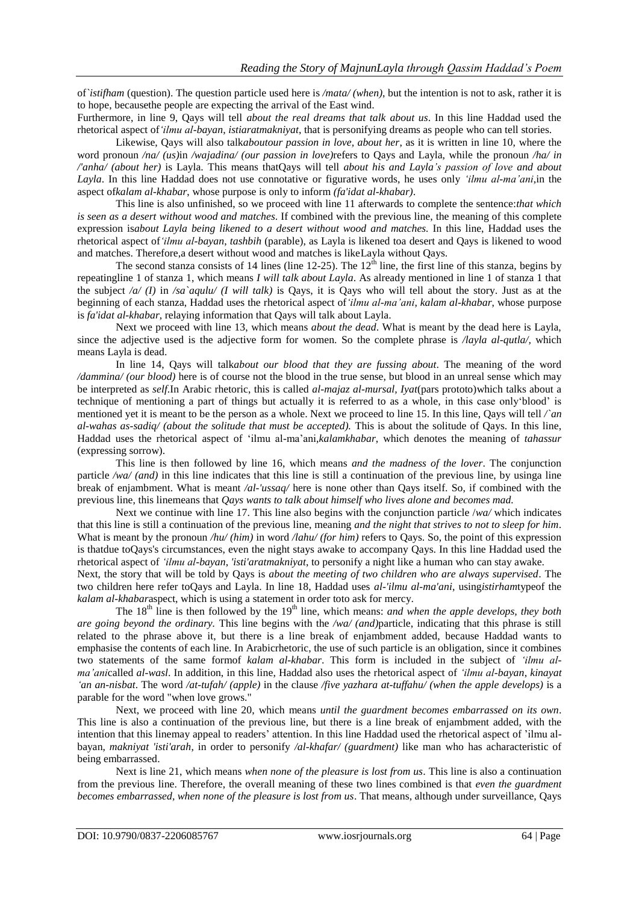of `*istifham* (question). The question particle used here is */mata/ (when)*, but the intention is not to ask, rather it is to hope, becausethe people are expecting the arrival of the East wind.

Furthermore, in line 9, Qays will tell *about the real dreams that talk about us*. In this line Haddad used the rhetorical aspect of*'ilmu al-bayan*, *istiaratmakniyat*, that is personifying dreams as people who can tell stories.

Likewise, Qays will also talk*aboutour passion in love, about her*, as it is written in line 10, where the word pronoun */na/ (us)*in */wajadina/ (our passion in love)*refers to Qays and Layla, while the pronoun */ha/ in /'anha/ (about her)* is Layla. This means thatQays will tell *about his and Layla's passion of love and about Layla*. In this line Haddad does not use connotative or figurative words, he uses only *'ilmu al-ma'ani*,in the aspect of*kalam al-khabar*, whose purpose is only to inform *(fa'idat al-khabar)*.

This line is also unfinished, so we proceed with line 11 afterwards to complete the sentence:*that which is seen as a desert without wood and matches*. If combined with the previous line, the meaning of this complete expression is*about Layla being likened to a desert without wood and matches.* In this line, Haddad uses the rhetorical aspect of*'ilmu al-bayan*, *tashbih* (parable), as Layla is likened toa desert and Qays is likened to wood and matches. Therefore,a desert without wood and matches is likeLayla without Qays.

The second stanza consists of 14 lines (line 12-25). The 12th line, the first line of this stanza, begins by repeatingline 1 of stanza 1, which means *I will talk about Layla*. As already mentioned in line 1 of stanza 1 that the subject */a/ (I)* in */sa`aqulu/ (I will talk)* is Qays, it is Qays who will tell about the story. Just as at the beginning of each stanza, Haddad uses the rhetorical aspect of*'ilmu al-ma'ani*, *kalam al-khabar*, whose purpose is *fa'idat al-khabar*, relaying information that Qays will talk about Layla.

Next we proceed with line 13, which means *about the dead*. What is meant by the dead here is Layla, since the adjective used is the adjective form for women. So the complete phrase is */layla al-qutla/*, which means Layla is dead.

In line 14, Qays will talk*about our blood that they are fussing about*. The meaning of the word */dammina/ (our blood)* here is of course not the blood in the true sense, but blood in an unreal sense which may be interpreted as *self*.In Arabic rhetoric, this is called *al-majaz al-mursal, Iyat*(pars prototo)which talks about a technique of mentioning a part of things but actually it is referred to as a whole, in this case only'blood' is mentioned yet it is meant to be the person as a whole. Next we proceed to line 15. In this line, Qays will tell */`an al-wahas as-sadiq/ (about the solitude that must be accepted).* This is about the solitude of Qays. In this line, Haddad uses the rhetorical aspect of 'ilmu al-ma'ani,*kalamkhabar*, which denotes the meaning of *tahassur* (expressing sorrow).

This line is then followed by line 16, which means *and the madness of the lover*. The conjunction particle */wa/ (and)* in this line indicates that this line is still a continuation of the previous line, by usinga line break of enjambment. What is meant */al-'ussaq/* here is none other than Qays itself. So, if combined with the previous line, this linemeans that *Qays wants to talk about himself who lives alone and becomes mad.*

Next we continue with line 17. This line also begins with the conjunction particle /*wa*/ which indicates that this line is still a continuation of the previous line, meaning *and the night that strives to not to sleep for him*. What is meant by the pronoun */hu/ (him)* in word */lahu/ (for him)* refers to Qays. So, the point of this expression is thatdue toQays's circumstances, even the night stays awake to accompany Qays. In this line Haddad used the rhetorical aspect of *'ilmu al-bayan*, *'isti'aratmakniyat*, to personify a night like a human who can stay awake.

Next, the story that will be told by Qays is *about the meeting of two children who are always supervised*. The two children here refer toQays and Layla. In line 18, Haddad uses *al-'ilmu al-ma'ani*, using*istirham*typeof the *kalam al-khabar*aspect, which is using a statement in order toto ask for mercy.

The 18th line is then followed by the 19th line, which means: *and when the apple develops, they both are going beyond the ordinary.* This line begins with the */wa/ (and)*particle, indicating that this phrase is still related to the phrase above it, but there is a line break of enjambment added, because Haddad wants to emphasise the contents of each line. In Arabicrhetoric, the use of such particle is an obligation, since it combines two statements of the same formof *kalam al-khabar*. This form is included in the subject of *'ilmu al-ma'ani*called *al-wasl*. In addition, in this line, Haddad also uses the rhetorical aspect of *'ilmu al-bayan*, *kinayat 'an an-nisbat*. The word */at-tufah/ (apple)* in the clause */five yazhara at-tuffahu/ (when the apple develops)* is a parable for the word "when love grows."

Next, we proceed with line 20, which means *until the guardment becomes embarrassed on its own*. This line is also a continuation of the previous line, but there is a line break of enjambment added, with the intention that this linemay appeal to readers' attention. In this line Haddad used the rhetorical aspect of 'ilmu al-bayan, *makniyat 'isti'arah*, in order to personify */al-khafar/ (guardment)* like man who has acharacteristic of being embarrassed.

Next is line 21, which means *when none of the pleasure is lost from us*. This line is also a continuation from the previous line. Therefore, the overall meaning of these two lines combined is that *even the guardment becomes embarrassed, when none of the pleasure is lost from us*. That means, although under surveillance, Qays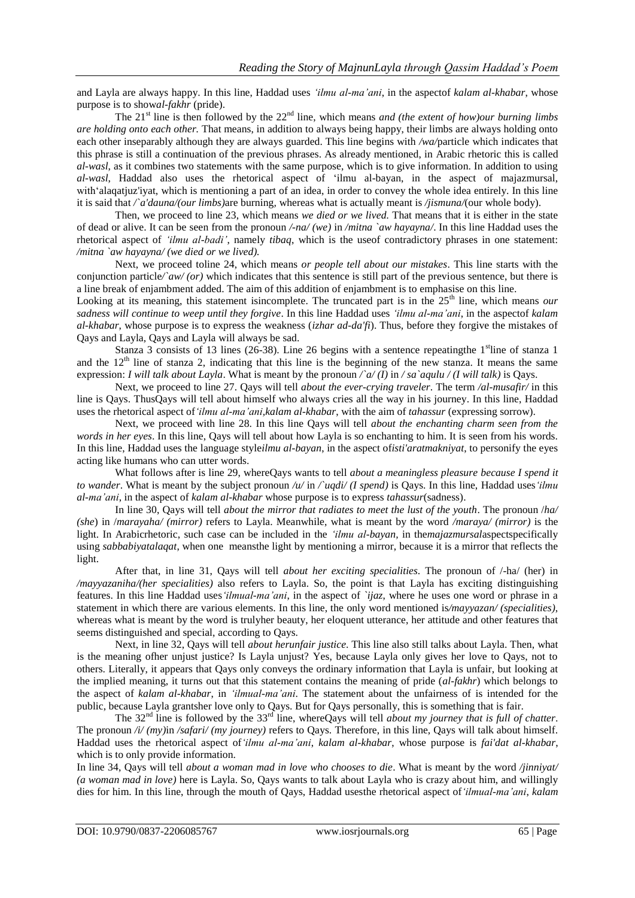and Layla are always happy. In this line, Haddad uses *'ilmu al-ma'ani*, in the aspectof *kalam al-khabar,* whose purpose is to show*al-fakhr* (pride).

The 21st line is then followed by the 22nd line, which means *and (the extent of how)our burning limbs are holding onto each other.* That means, in addition to always being happy, their limbs are always holding onto each other inseparably although they are always guarded. This line begins with */wa/*particle which indicates that this phrase is still a continuation of the previous phrases. As already mentioned, in Arabic rhetoric this is called *al-wasl,* as it combines two statements with the same purpose, which is to give information. In addition to using *al-wasl,* Haddad also uses the rhetorical aspect of 'ilmu al-bayan, in the aspect of majazmursal, with'alaqatjuz'iyat, which is mentioning a part of an idea, in order to convey the whole idea entirely. In this line it is said that */`a'dauna/(our limbs)*are burning, whereas what is actually meant is */jismuna/*(our whole body).

Then, we proceed to line 23, which means *we died or we lived.* That means that it is either in the state of dead or alive. It can be seen from the pronoun */-na/ (we)* in */mitna `aw hayayna/*. In this line Haddad uses the rhetorical aspect of *'ilmu al-badi'*, namely *tibaq*, which is the useof contradictory phrases in one statement: */mitna `aw hayayna/ (we died or we lived).*

Next, we proceed toline 24, which means *or people tell about our mistakes*. This line starts with the conjunction particle*/`aw/ (or)* which indicates that this sentence is still part of the previous sentence, but there is a line break of enjambment added. The aim of this addition of enjambment is to emphasise on this line.

Looking at its meaning, this statement isincomplete. The truncated part is in the 25th line, which means *our sadness will continue to weep until they forgive*. In this line Haddad uses *'ilmu al-ma'ani*, in the aspectof *kalam al-khabar*, whose purpose is to express the weakness (*izhar ad-da'fi*). Thus, before they forgive the mistakes of Qays and Layla, Qays and Layla will always be sad.

Stanza 3 consists of 13 lines (26-38). Line 26 begins with a sentence repeatingthe 1stline of stanza 1 and the 12th line of stanza 2, indicating that this line is the beginning of the new stanza. It means the same expression: *I will talk about Layla*. What is meant by the pronoun */`a/ (I)* in */ sa`aqulu / (I will talk)* is Qays.

Next, we proceed to line 27. Qays will tell *about the ever-crying traveler*. The term */al-musafir/* in this line is Qays. ThusQays will tell about himself who always cries all the way in his journey. In this line, Haddad uses the rhetorical aspect of*'ilmu al-ma'ani,kalam al-khabar*, with the aim of *tahassur* (expressing sorrow).

Next, we proceed with line 28. In this line Qays will tell *about the enchanting charm seen from the words in her eyes*. In this line, Qays will tell about how Layla is so enchanting to him. It is seen from his words. In this line, Haddad uses the language style*ilmu al-bayan*, in the aspect of*isti'aratmakniyat*, to personify the eyes acting like humans who can utter words.

What follows after is line 29, whereQays wants to tell *about a meaningless pleasure because I spend it to wander*. What is meant by the subject pronoun */u/* in */`uqdi/ (I spend)* is Qays. In this line, Haddad uses*'ilmu al-ma'ani*, in the aspect of *kalam al-khabar* whose purpose is to express *tahassur*(sadness).

In line 30, Qays will tell *about the mirror that radiates to meet the lust of the youth*. The pronoun /*ha/ (she*) in /*marayaha/ (mirror)* refers to Layla. Meanwhile, what is meant by the word */maraya/ (mirror)* is the light. In Arabicrhetoric, such case can be included in the *'ilmu al-bayan,* in the*majazmursal*aspectspecifically using *sabbabiyatalaqat*, when one meansthe light by mentioning a mirror, because it is a mirror that reflects the light.

After that, in line 31, Qays will tell *about her exciting specialities*. The pronoun of /-ha/ (her) in */mayyazaniha/(her specialities)* also refers to Layla. So, the point is that Layla has exciting distinguishing features. In this line Haddad uses*'ilmual-ma'ani*, in the aspect of *`ijaz,* where he uses one word or phrase in a statement in which there are various elements. In this line, the only word mentioned is*/mayyazan/ (specialities)*, whereas what is meant by the word is trulyher beauty, her eloquent utterance, her attitude and other features that seems distinguished and special, according to Qays.

Next, in line 32, Qays will tell *about herunfair justice.* This line also still talks about Layla. Then, what is the meaning ofher unjust justice? Is Layla unjust? Yes, because Layla only gives her love to Qays, not to others. Literally, it appears that Qays only conveys the ordinary information that Layla is unfair, but looking at the implied meaning, it turns out that this statement contains the meaning of pride (*al-fakhr*) which belongs to the aspect of *kalam al-khabar*, in *'ilmual-ma'ani*. The statement about the unfairness of is intended for the public, because Layla grantsher love only to Qays. But for Qays personally, this is something that is fair.

The 32nd line is followed by the 33rd line, whereQays will tell *about my journey that is full of chatter*. The pronoun */i/ (my)*in */safari/ (my journey)* refers to Qays. Therefore, in this line, Qays will talk about himself. Haddad uses the rhetorical aspect of*'ilmu al-ma'ani*, *kalam al-khabar*, whose purpose is *fai'dat al-khabar*, which is to only provide information.

In line 34, Qays will tell *about a woman mad in love who chooses to die*. What is meant by the word */jinniyat/ (a woman mad in love)* here is Layla. So, Qays wants to talk about Layla who is crazy about him, and willingly dies for him. In this line, through the mouth of Qays, Haddad usesthe rhetorical aspect of*'ilmual-ma'ani, kalam*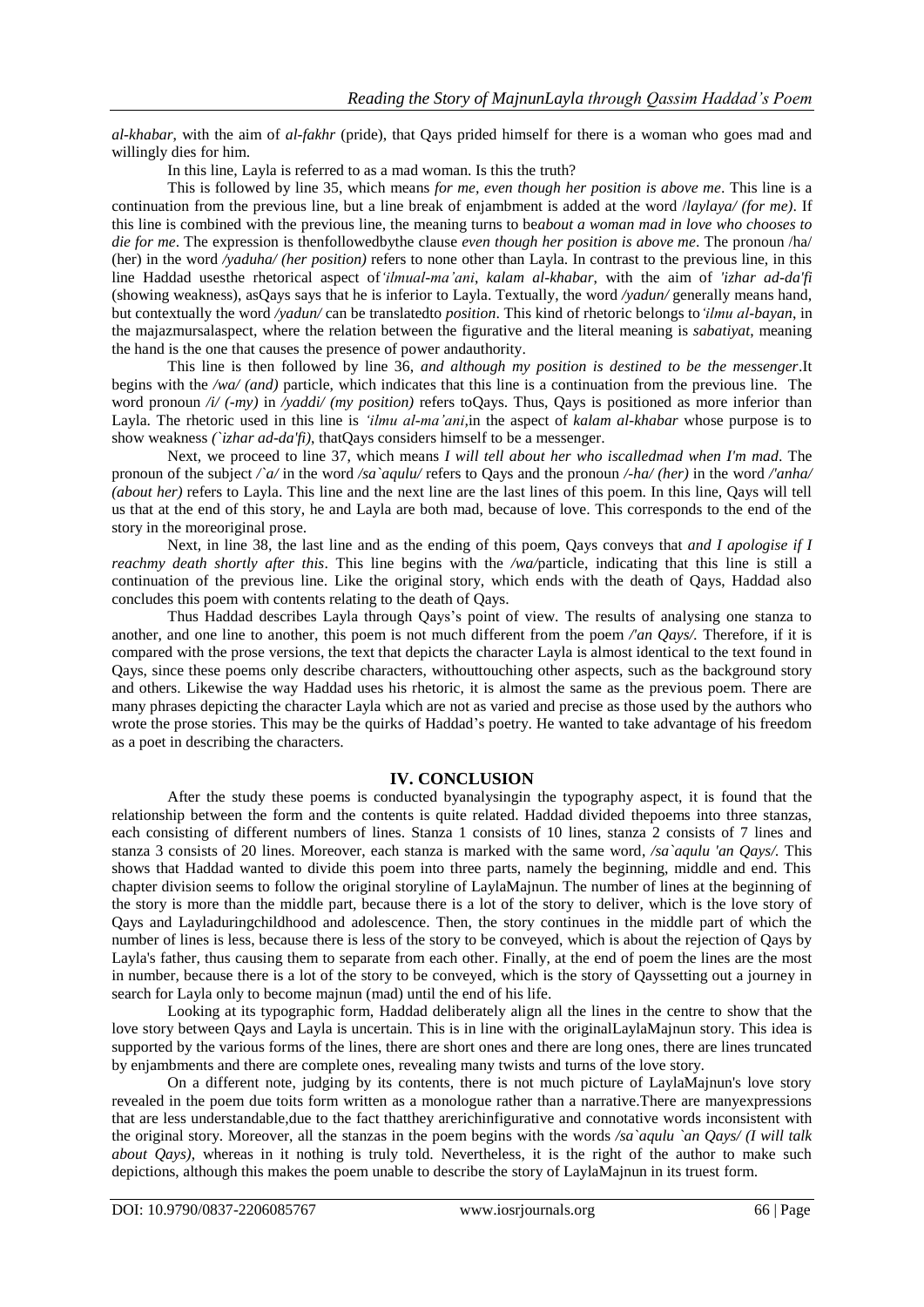*al-khabar*, with the aim of *al-fakhr* (pride), that Qays prided himself for there is a woman who goes mad and willingly dies for him.

In this line, Layla is referred to as a mad woman. Is this the truth?

This is followed by line 35, which means *for me, even though her position is above me*. This line is a continuation from the previous line, but a line break of enjambment is added at the word /*laylaya/ (for me)*. If this line is combined with the previous line, the meaning turns to be*about a woman mad in love who chooses to die for me*. The expression is thenfollowedbythe clause *even though her position is above me*. The pronoun /ha/ (her) in the word */yaduha/ (her position)* refers to none other than Layla. In contrast to the previous line, in this line Haddad usesthe rhetorical aspect of*'ilmual-ma'ani*, *kalam al-khabar*, with the aim of *'izhar ad-da'fi* (showing weakness), asQays says that he is inferior to Layla. Textually, the word */yadun/* generally means hand, but contextually the word */yadun/* can be translatedto *position*. This kind of rhetoric belongs to*'ilmu al-bayan*, in the majazmursalaspect, where the relation between the figurative and the literal meaning is *sabatiyat*, meaning the hand is the one that causes the presence of power andauthority.

This line is then followed by line 36, *and although my position is destined to be the messenger*.It begins with the */wa/ (and)* particle, which indicates that this line is a continuation from the previous line. The word pronoun */i/ (-my)* in */yaddi/ (my position)* refers toQays. Thus, Qays is positioned as more inferior than Layla. The rhetoric used in this line is *'ilmu al-ma'ani*,in the aspect of *kalam al-khabar* whose purpose is to show weakness *(`izhar ad-da'fi)*, thatQays considers himself to be a messenger.

Next, we proceed to line 37, which means *I will tell about her who iscalledmad when I'm mad*. The pronoun of the subject */`a/* in the word */sa`aqulu/* refers to Qays and the pronoun */-ha/ (her)* in the word */'anha/ (about her)* refers to Layla. This line and the next line are the last lines of this poem. In this line, Qays will tell us that at the end of this story, he and Layla are both mad, because of love. This corresponds to the end of the story in the moreoriginal prose.

Next, in line 38, the last line and as the ending of this poem, Qays conveys that *and I apologise if I reachmy death shortly after this*. This line begins with the */wa/*particle, indicating that this line is still a continuation of the previous line. Like the original story, which ends with the death of Qays, Haddad also concludes this poem with contents relating to the death of Qays.

Thus Haddad describes Layla through Qays's point of view. The results of analysing one stanza to another, and one line to another, this poem is not much different from the poem */'an Qays/.* Therefore, if it is compared with the prose versions, the text that depicts the character Layla is almost identical to the text found in Qays, since these poems only describe characters, withouttouching other aspects, such as the background story and others. Likewise the way Haddad uses his rhetoric, it is almost the same as the previous poem. There are many phrases depicting the character Layla which are not as varied and precise as those used by the authors who wrote the prose stories. This may be the quirks of Haddad's poetry. He wanted to take advantage of his freedom as a poet in describing the characters.

## IV. CONCLUSION

After the study these poems is conducted byanalysingin the typography aspect, it is found that the relationship between the form and the contents is quite related. Haddad divided thepoems into three stanzas, each consisting of different numbers of lines. Stanza 1 consists of 10 lines, stanza 2 consists of 7 lines and stanza 3 consists of 20 lines. Moreover, each stanza is marked with the same word, */sa`aqulu 'an Qays/.* This shows that Haddad wanted to divide this poem into three parts, namely the beginning, middle and end. This chapter division seems to follow the original storyline of LaylaMajnun. The number of lines at the beginning of the story is more than the middle part, because there is a lot of the story to deliver, which is the love story of Qays and Layladuringchildhood and adolescence. Then, the story continues in the middle part of which the number of lines is less, because there is less of the story to be conveyed, which is about the rejection of Qays by Layla's father, thus causing them to separate from each other. Finally, at the end of poem the lines are the most in number, because there is a lot of the story to be conveyed, which is the story of Qayssetting out a journey in search for Layla only to become majnun (mad) until the end of his life.

Looking at its typographic form, Haddad deliberately align all the lines in the centre to show that the love story between Qays and Layla is uncertain. This is in line with the originalLaylaMajnun story. This idea is supported by the various forms of the lines, there are short ones and there are long ones, there are lines truncated by enjambments and there are complete ones, revealing many twists and turns of the love story.

On a different note, judging by its contents, there is not much picture of LaylaMajnun's love story revealed in the poem due toits form written as a monologue rather than a narrative.There are manyexpressions that are less understandable,due to the fact thatthey arerichinfigurative and connotative words inconsistent with the original story. Moreover, all the stanzas in the poem begins with the words */sa`aqulu `an Qays/ (I will talk about Qays)*, whereas in it nothing is truly told. Nevertheless, it is the right of the author to make such depictions, although this makes the poem unable to describe the story of LaylaMajnun in its truest form.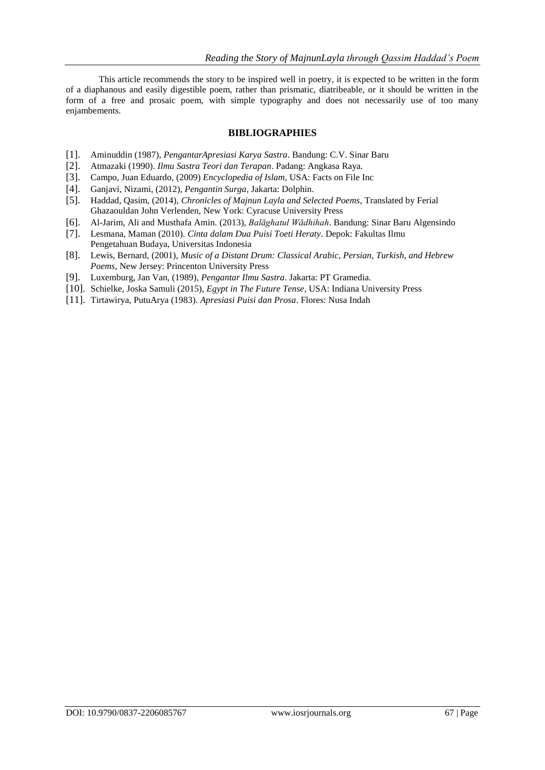This article recommends the story to be inspired well in poetry, it is expected to be written in the form of a diaphanous and easily digestible poem, rather than prismatic, diatribeable, or it should be written in the form of a free and prosaic poem, with simple typography and does not necessarily use of too many enjambements.

## BIBLIOGRAPHIES

[1]. Aminuddin (1987), *PengantarApresiasi Karya Sastra*. Bandung: C.V. Sinar Baru

[2]. Atmazaki (1990). *Ilmu Sastra Teori dan Terapan*. Padang: Angkasa Raya.

[3]. Campo, Juan Eduardo, (2009) *Encyclopedia of Islam*, USA: Facts on File Inc

[4]. Ganjavi, Nizami, (2012), *Pengantin Surga*, Jakarta: Dolphin.

[5]. Haddad, Qasim, (2014), *Chronicles of Majnun Layla and Selected Poems*, Translated by Ferial Ghazaouldan John Verlenden, New York: Cyracuse University Press

[6]. Al-Jarim, Ali and Musthafa Amin. (2013), *Balāghatul Wādhihah*. Bandung: Sinar Baru Algensindo

[7]. Lesmana, Maman (2010). *Cinta dalam Dua Puisi Toeti Heraty*. Depok: Fakultas Ilmu Pengetahuan Budaya, Universitas Indonesia

[8]. Lewis, Bernard, (2001), *Music of a Distant Drum: Classical Arabic, Persian, Turkish, and Hebrew Poems*, New Jersey: Princenton University Press

[9]. Luxemburg, Jan Van, (1989), *Pengantar Ilmu Sastra*. Jakarta: PT Gramedia.

[10]. Schielke, Joska Samuli (2015), *Egypt in The Future Tense*, USA: Indiana University Press

[11]. Tirtawirya, PutuArya (1983). *Apresiasi Puisi dan Prosa*. Flores: Nusa Indah